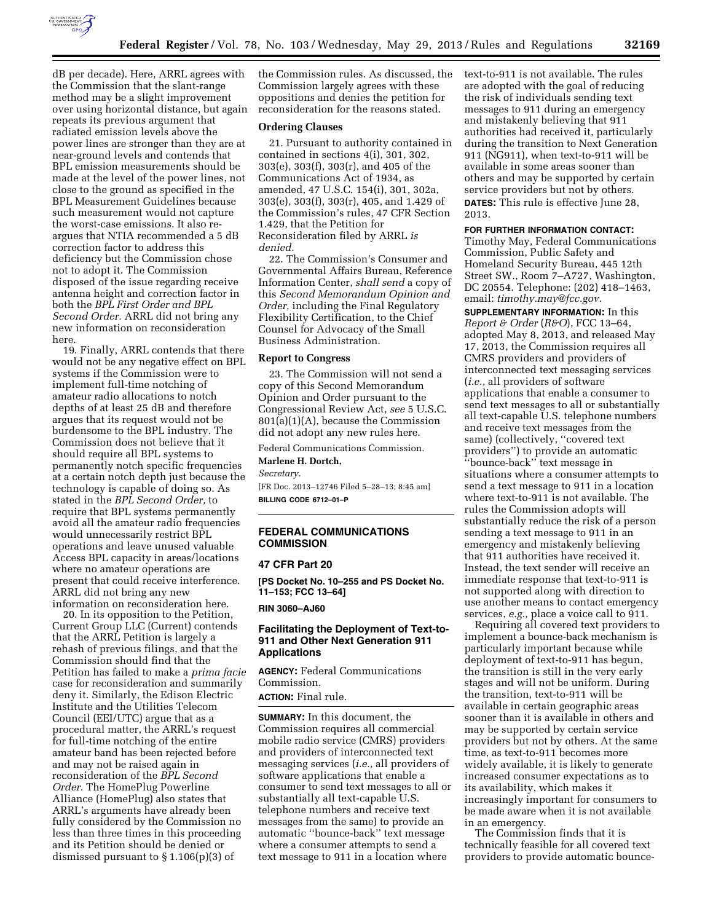dB per decade). Here, ARRL agrees with the Commission that the slant-range method may be a slight improvement over using horizontal distance, but again repeats its previous argument that radiated emission levels above the power lines are stronger than they are at near-ground levels and contends that BPL emission measurements should be made at the level of the power lines, not close to the ground as specified in the BPL Measurement Guidelines because such measurement would not capture the worst-case emissions. It also re-argues that NTIA recommended a 5 dB correction factor to address this deficiency but the Commission chose not to adopt it. The Commission disposed of the issue regarding receive antenna height and correction factor in both the *BPL First Order and BPL Second Order.* ARRL did not bring any new information on reconsideration here.

19. Finally, ARRL contends that there would not be any negative effect on BPL systems if the Commission were to implement full-time notching of amateur radio allocations to notch depths of at least 25 dB and therefore argues that its request would not be burdensome to the BPL industry. The Commission does not believe that it should require all BPL systems to permanently notch specific frequencies at a certain notch depth just because the technology is capable of doing so. As stated in the *BPL Second Order,* to require that BPL systems permanently avoid all the amateur radio frequencies would unnecessarily restrict BPL operations and leave unused valuable Access BPL capacity in areas/locations where no amateur operations are present that could receive interference. ARRL did not bring any new information on reconsideration here.

20. In its opposition to the Petition, Current Group LLC (Current) contends that the ARRL Petition is largely a rehash of previous filings, and that the Commission should find that the Petition has failed to make a *prima facie* case for reconsideration and summarily deny it. Similarly, the Edison Electric Institute and the Utilities Telecom Council (EEI/UTC) argue that as a procedural matter, the ARRL's request for full-time notching of the entire amateur band has been rejected before and may not be raised again in reconsideration of the *BPL Second Order*. The HomePlug Powerline Alliance (HomePlug) also states that ARRL's arguments have already been fully considered by the Commission no less than three times in this proceeding and its Petition should be denied or dismissed pursuant to § 1.106(p)(3) of the Commission rules. As discussed, the Commission largely agrees with these oppositions and denies the petition for reconsideration for the reasons stated.

### Ordering Clauses

21. Pursuant to authority contained in contained in sections 4(i), 301, 302, 303(e), 303(f), 303(r), and 405 of the Communications Act of 1934, as amended, 47 U.S.C. 154(i), 301, 302a, 303(e), 303(f), 303(r), 405, and 1.429 of the Commission's rules, 47 CFR Section 1.429, that the Petition for Reconsideration filed by ARRL *is denied.*

22. The Commission's Consumer and Governmental Affairs Bureau, Reference Information Center, *shall send* a copy of this *Second Memorandum Opinion and Order,* including the Final Regulatory Flexibility Certification, to the Chief Counsel for Advocacy of the Small Business Administration.

### Report to Congress

23. The Commission will not send a copy of this Second Memorandum Opinion and Order pursuant to the Congressional Review Act, *see* 5 U.S.C. 801(a)(1)(A), because the Commission did not adopt any new rules here.

Federal Communications Commission.

**Marlene H. Dortch,**

*Secretary.*

[FR Doc. 2013–12746 Filed 5–28–13; 8:45 am]

**BILLING CODE 6712–01–P**

---

## FEDERAL COMMUNICATIONS COMMISSION

### 47 CFR Part 20

**[PS Docket No. 10–255 and PS Docket No. 11–153; FCC 13–64]**

**RIN 3060–AJ60**

## Facilitating the Deployment of Text-to-911 and Other Next Generation 911 Applications

**AGENCY:** Federal Communications Commission.

**ACTION:** Final rule.

**SUMMARY:** In this document, the Commission requires all commercial mobile radio service (CMRS) providers and providers of interconnected text messaging services (*i.e.,* all providers of software applications that enable a consumer to send text messages to all or substantially all text-capable U.S. telephone numbers and receive text messages from the same) to provide an automatic "bounce-back" text message where a consumer attempts to send a text message to 911 in a location where text-to-911 is not available. The rules are adopted with the goal of reducing the risk of individuals sending text messages to 911 during an emergency and mistakenly believing that 911 authorities had received it, particularly during the transition to Next Generation 911 (NG911), when text-to-911 will be available in some areas sooner than others and may be supported by certain service providers but not by others.

**DATES:** This rule is effective June 28, 2013.

**FOR FURTHER INFORMATION CONTACT:** Timothy May, Federal Communications Commission, Public Safety and Homeland Security Bureau, 445 12th Street SW., Room 7–A727, Washington, DC 20554. Telephone: (202) 418–1463, email: *timothy.may@fcc.gov*.

**SUPPLEMENTARY INFORMATION:** In this *Report & Order* (*R&O*), FCC 13–64, adopted May 8, 2013, and released May 17, 2013, the Commission requires all CMRS providers and providers of interconnected text messaging services (*i.e.,* all providers of software applications that enable a consumer to send text messages to all or substantially all text-capable U.S. telephone numbers and receive text messages from the same) (collectively, "covered text providers") to provide an automatic "bounce-back" text message in situations where a consumer attempts to send a text message to 911 in a location where text-to-911 is not available. The rules the Commission adopts will substantially reduce the risk of a person sending a text message to 911 in an emergency and mistakenly believing that 911 authorities have received it. Instead, the text sender will receive an immediate response that text-to-911 is not supported along with direction to use another means to contact emergency services, *e.g.,* place a voice call to 911.

Requiring all covered text providers to implement a bounce-back mechanism is particularly important because while deployment of text-to-911 has begun, the transition is still in the very early stages and will not be uniform. During the transition, text-to-911 will be available in certain geographic areas sooner than it is available in others and may be supported by certain service providers but not by others. At the same time, as text-to-911 becomes more widely available, it is likely to generate increased consumer expectations as to its availability, which makes it increasingly important for consumers to be made aware when it is not available in an emergency.

The Commission finds that it is technically feasible for all covered text providers to provide automatic bounce-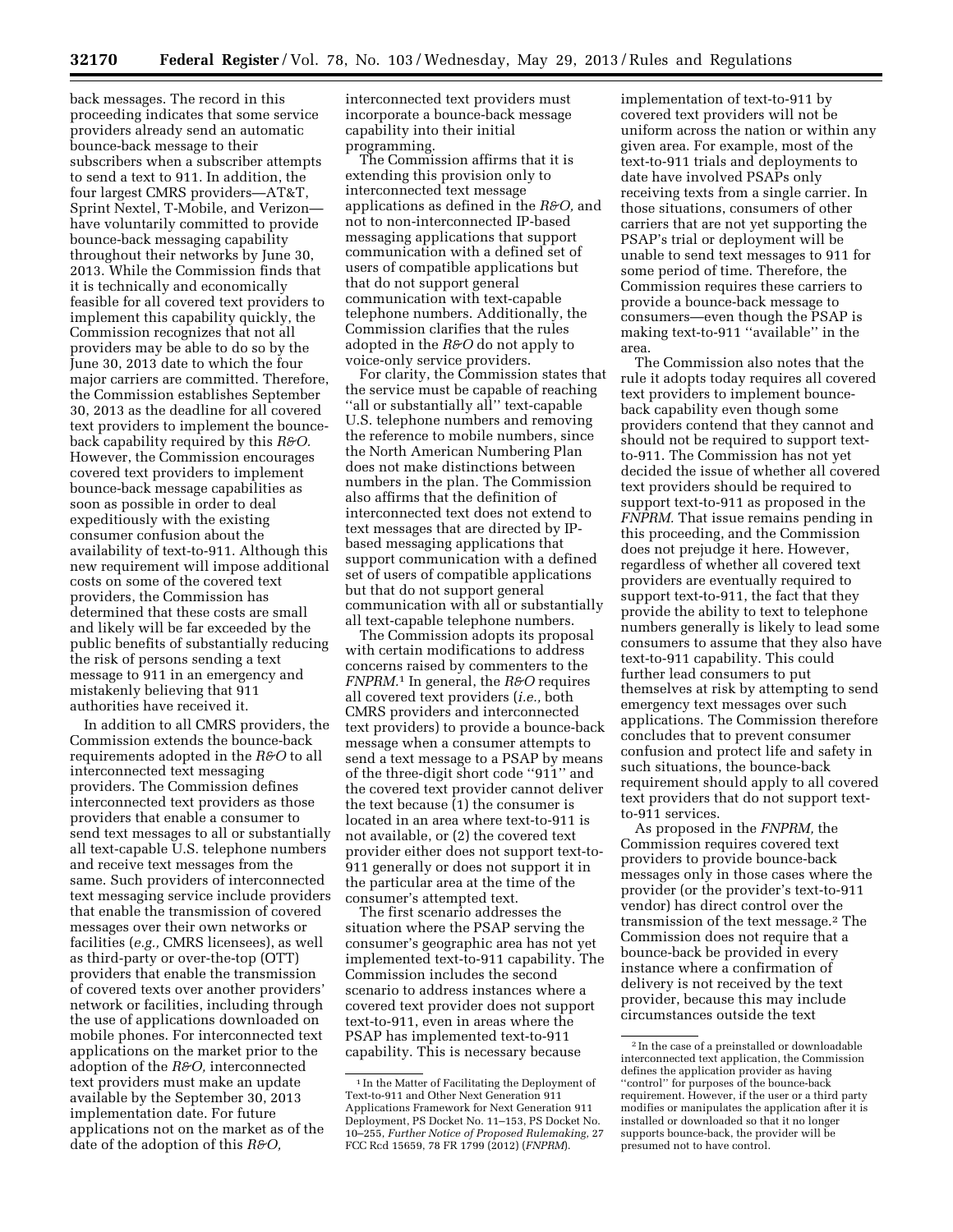back messages. The record in this proceeding indicates that some service providers already send an automatic bounce-back message to their subscribers when a subscriber attempts to send a text to 911. In addition, the four largest CMRS providers—AT&T, Sprint Nextel, T-Mobile, and Verizon—have voluntarily committed to provide bounce-back messaging capability throughout their networks by June 30, 2013. While the Commission finds that it is technically and economically feasible for all covered text providers to implement this capability quickly, the Commission recognizes that not all providers may be able to do so by the June 30, 2013 date to which the four major carriers are committed. Therefore, the Commission establishes September 30, 2013 as the deadline for all covered text providers to implement the bounce-back capability required by this *R&O.* However, the Commission encourages covered text providers to implement bounce-back message capabilities as soon as possible in order to deal expeditiously with the existing consumer confusion about the availability of text-to-911. Although this new requirement will impose additional costs on some of the covered text providers, the Commission has determined that these costs are small and likely will be far exceeded by the public benefits of substantially reducing the risk of persons sending a text message to 911 in an emergency and mistakenly believing that 911 authorities have received it.

In addition to all CMRS providers, the Commission extends the bounce-back requirements adopted in the *R&O* to all interconnected text messaging providers. The Commission defines interconnected text providers as those providers that enable a consumer to send text messages to all or substantially all text-capable U.S. telephone numbers and receive text messages from the same. Such providers of interconnected text messaging service include providers that enable the transmission of covered messages over their own networks or facilities (*e.g.,* CMRS licensees), as well as third-party or over-the-top (OTT) providers that enable the transmission of covered texts over another providers' network or facilities, including through the use of applications downloaded on mobile phones. For interconnected text applications on the market prior to the adoption of the *R&O,* interconnected text providers must make an update available by the September 30, 2013 implementation date. For future applications not on the market as of the date of the adoption of this *R&O,* interconnected text providers must incorporate a bounce-back message capability into their initial programming.

The Commission affirms that it is extending this provision only to interconnected text message applications as defined in the *R&O,* and not to non-interconnected IP-based messaging applications that support communication with a defined set of users of compatible applications but that do not support general communication with text-capable telephone numbers. Additionally, the Commission clarifies that the rules adopted in the *R&O* do not apply to voice-only service providers.

For clarity, the Commission states that the service must be capable of reaching "all or substantially all" text-capable U.S. telephone numbers and removing the reference to mobile numbers, since the North American Numbering Plan does not make distinctions between numbers in the plan. The Commission also affirms that the definition of interconnected text does not extend to text messages that are directed by IP-based messaging applications that support communication with a defined set of users of compatible applications but that do not support general communication with all or substantially all text-capable telephone numbers.

The Commission adopts its proposal with certain modifications to address concerns raised by commenters to the *FNPRM.*[1] In general, the *R&O* requires all covered text providers (*i.e.,* both CMRS providers and interconnected text providers) to provide a bounce-back message when a consumer attempts to send a text message to a PSAP by means of the three-digit short code "911" and the covered text provider cannot deliver the text because (1) the consumer is located in an area where text-to-911 is not available, or (2) the covered text provider either does not support text-to-911 generally or does not support it in the particular area at the time of the consumer's attempted text.

The first scenario addresses the situation where the PSAP serving the consumer's geographic area has not yet implemented text-to-911 capability. The Commission includes the second scenario to address instances where a covered text provider does not support text-to-911, even in areas where the PSAP has implemented text-to-911 capability. This is necessary because implementation of text-to-911 by covered text providers will not be uniform across the nation or within any given area. For example, most of the text-to-911 trials and deployments to date have involved PSAPs only receiving texts from a single carrier. In those situations, consumers of other carriers that are not yet supporting the PSAP's trial or deployment will be unable to send text messages to 911 for some period of time. Therefore, the Commission requires these carriers to provide a bounce-back message to consumers—even though the PSAP is making text-to-911 "available" in the area.

The Commission also notes that the rule it adopts today requires all covered text providers to implement bounce-back capability even though some providers contend that they cannot and should not be required to support text-to-911. The Commission has not yet decided the issue of whether all covered text providers should be required to support text-to-911 as proposed in the *FNPRM.* That issue remains pending in this proceeding, and the Commission does not prejudge it here. However, regardless of whether all covered text providers are eventually required to support text-to-911, the fact that they provide the ability to text to telephone numbers generally is likely to lead some consumers to assume that they also have text-to-911 capability. This could further lead consumers to put themselves at risk by attempting to send emergency text messages over such applications. The Commission therefore concludes that to prevent consumer confusion and protect life and safety in such situations, the bounce-back requirement should apply to all covered text providers that do not support text-to-911 services.

As proposed in the *FNPRM,* the Commission requires covered text providers to provide bounce-back messages only in those cases where the provider (or the provider's text-to-911 vendor) has direct control over the transmission of the text message.[2] The Commission does not require that a bounce-back be provided in every instance where a confirmation of delivery is not received by the text provider, because this may include circumstances outside the text

---

[1] In the Matter of Facilitating the Deployment of Text-to-911 and Other Next Generation 911 Applications Framework for Next Generation 911 Deployment, PS Docket No. 11–153, PS Docket No. 10–255, *Further Notice of Proposed Rulemaking,* 27 FCC Rcd 15659, 78 FR 1799 (2012) (*FNPRM*).

[2] In the case of a preinstalled or downloadable interconnected text application, the Commission defines the application provider as having "control" for purposes of the bounce-back requirement. However, if the user or a third party modifies or manipulates the application after it is installed or downloaded so that it no longer supports bounce-back, the provider will be presumed not to have control.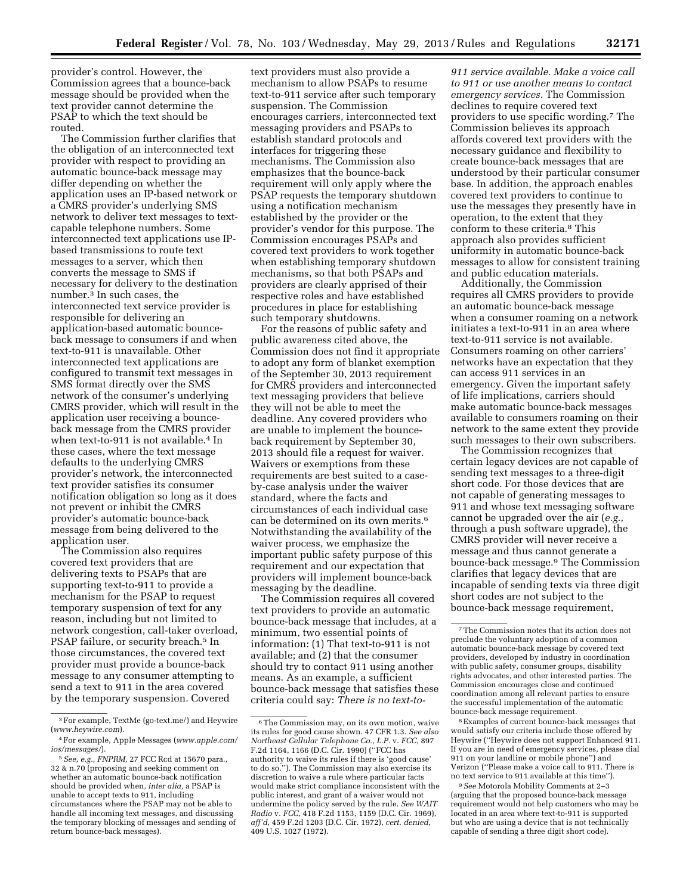provider's control. However, the Commission agrees that a bounce-back message should be provided when the text provider cannot determine the PSAP to which the text should be routed.

The Commission further clarifies that the obligation of an interconnected text provider with respect to providing an automatic bounce-back message may differ depending on whether the application uses an IP-based network or a CMRS provider's underlying SMS network to deliver text messages to text-capable telephone numbers. Some interconnected text applications use IP-based transmissions to route text messages to a server, which then converts the message to SMS if necessary for delivery to the destination number.[3] In such cases, the interconnected text service provider is responsible for delivering an application-based automatic bounce-back message to consumers if and when text-to-911 is unavailable. Other interconnected text applications are configured to transmit text messages in SMS format directly over the SMS network of the consumer's underlying CMRS provider, which will result in the application user receiving a bounce-back message from the CMRS provider when text-to-911 is not available.[4] In these cases, where the text message defaults to the underlying CMRS provider's network, the interconnected text provider satisfies its consumer notification obligation so long as it does not prevent or inhibit the CMRS provider's automatic bounce-back message from being delivered to the application user.

The Commission also requires covered text providers that are delivering texts to PSAPs that are supporting text-to-911 to provide a mechanism for the PSAP to request temporary suspension of text for any reason, including but not limited to network congestion, call-taker overload, PSAP failure, or security breach.[5] In those circumstances, the covered text provider must provide a bounce-back message to any consumer attempting to send a text to 911 in the area covered by the temporary suspension. Covered text providers must also provide a mechanism to allow PSAPs to resume text-to-911 service after such temporary suspension. The Commission encourages carriers, interconnected text messaging providers and PSAPs to establish standard protocols and interfaces for triggering these mechanisms. The Commission also emphasizes that the bounce-back requirement will only apply where the PSAP requests the temporary shutdown using a notification mechanism established by the provider or the provider's vendor for this purpose. The Commission encourages PSAPs and covered text providers to work together when establishing temporary shutdown mechanisms, so that both PSAPs and providers are clearly apprised of their respective roles and have established procedures in place for establishing such temporary shutdowns.

For the reasons of public safety and public awareness cited above, the Commission does not find it appropriate to adopt any form of blanket exemption of the September 30, 2013 requirement for CMRS providers and interconnected text messaging providers that believe they will not be able to meet the deadline. Any covered providers who are unable to implement the bounce-back requirement by September 30, 2013 should file a request for waiver. Waivers or exemptions from these requirements are best suited to a case-by-case analysis under the waiver standard, where the facts and circumstances of each individual case can be determined on its own merits.[6] Notwithstanding the availability of the waiver process, we emphasize the important public safety purpose of this requirement and our expectation that providers will implement bounce-back messaging by the deadline.

The Commission requires all covered text providers to provide an automatic bounce-back message that includes, at a minimum, two essential points of information: (1) That text-to-911 is not available; and (2) that the consumer should try to contact 911 using another means. As an example, a sufficient bounce-back message that satisfies these criteria could say: *There is no text-to-911 service available. Make a voice call to 911 or use another means to contact emergency services.* The Commission declines to require covered text providers to use specific wording.[7] The Commission believes its approach affords covered text providers with the necessary guidance and flexibility to create bounce-back messages that are understood by their particular consumer base. In addition, the approach enables covered text providers to continue to use the messages they presently have in operation, to the extent that they conform to these criteria.[8] This approach also provides sufficient uniformity in automatic bounce-back messages to allow for consistent training and public education materials.

Additionally, the Commission requires all CMRS providers to provide an automatic bounce-back message when a consumer roaming on a network initiates a text-to-911 in an area where text-to-911 service is not available. Consumers roaming on other carriers' networks have an expectation that they can access 911 services in an emergency. Given the important safety of life implications, carriers should make automatic bounce-back messages available to consumers roaming on their network to the same extent they provide such messages to their own subscribers.

The Commission recognizes that certain legacy devices are not capable of sending text messages to a three-digit short code. For those devices that are not capable of generating messages to 911 and whose text messaging software cannot be upgraded over the air (*e.g.,* through a push software upgrade), the CMRS provider will never receive a message and thus cannot generate a bounce-back message.[9] The Commission clarifies that legacy devices that are incapable of sending texts via three digit short codes are not subject to the bounce-back message requirement,

---

[3] For example, TextMe (go-text.me/) and Heywire (*www.heywire.com*).

[4] For example, Apple Messages (*www.apple.com/ios/messages/*).

[5] *See, e.g., FNPRM,* 27 FCC Rcd at 15670 para., 32 & n.70 (proposing and seeking comment on whether an automatic bounce-back notification should be provided when, *inter alia,* a PSAP is unable to accept texts to 911, including circumstances where the PSAP may not be able to handle all incoming text messages, and discussing the temporary blocking of messages and sending of return bounce-back messages).

[6] The Commission may, on its own motion, waive its rules for good cause shown. 47 CFR 1.3. *See also Northeast Cellular Telephone Co., L.P.* v. *FCC,* 897 F.2d 1164, 1166 (D.C. Cir. 1990) (''FCC has authority to waive its rules if there is 'good cause' to do so.''). The Commission may also exercise its discretion to waive a rule where particular facts would make strict compliance inconsistent with the public interest, and grant of a waiver would not undermine the policy served by the rule. *See WAIT Radio* v. *FCC,* 418 F.2d 1153, 1159 (D.C. Cir. 1969), *aff'd,* 459 F.2d 1203 (D.C. Cir. 1972), *cert. denied,* 409 U.S. 1027 (1972).

[7] The Commission notes that its action does not preclude the voluntary adoption of a common automatic bounce-back message by covered text providers, developed by industry in coordination with public safety, consumer groups, disability rights advocates, and other interested parties. The Commission encourages close and continued coordination among all relevant parties to ensure the successful implementation of the automatic bounce-back message requirement.

[8] Examples of current bounce-back messages that would satisfy our criteria include those offered by Heywire (''Heywire does not support Enhanced 911. If you are in need of emergency services, please dial 911 on your landline or mobile phone'') and Verizon (''Please make a voice call to 911. There is no text service to 911 available at this time'').

[9] *See* Motorola Mobility Comments at 2–3 (arguing that the proposed bounce-back message requirement would not help customers who may be located in an area where text-to-911 is supported but who are using a device that is not technically capable of sending a three digit short code).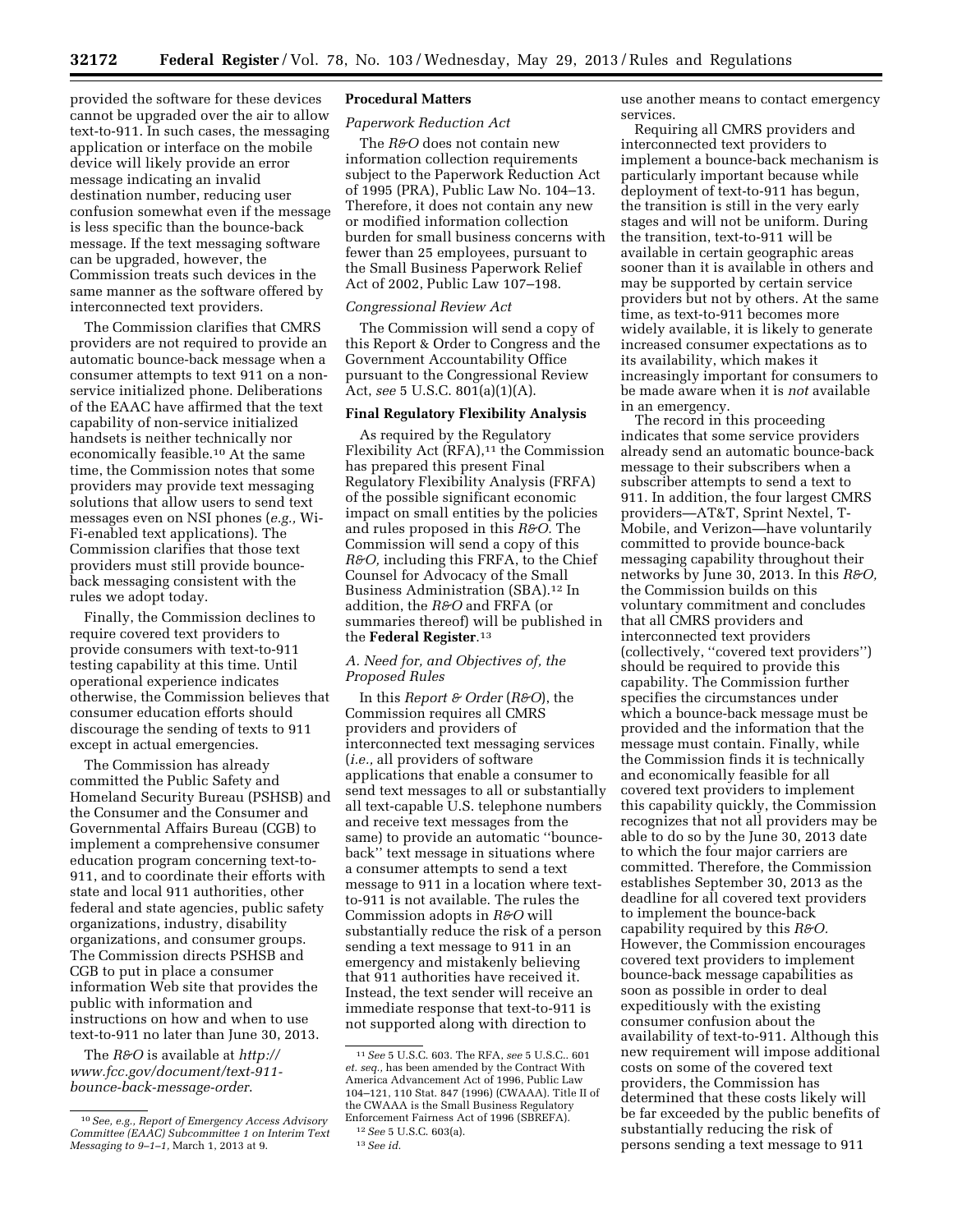provided the software for these devices cannot be upgraded over the air to allow text-to-911. In such cases, the messaging application or interface on the mobile device will likely provide an error message indicating an invalid destination number, reducing user confusion somewhat even if the message is less specific than the bounce-back message. If the text messaging software can be upgraded, however, the Commission treats such devices in the same manner as the software offered by interconnected text providers.

The Commission clarifies that CMRS providers are not required to provide an automatic bounce-back message when a consumer attempts to text 911 on a non-service initialized phone. Deliberations of the EAAC have affirmed that the text capability of non-service initialized handsets is neither technically nor economically feasible.[10] At the same time, the Commission notes that some providers may provide text messaging solutions that allow users to send text messages even on NSI phones (*e.g.,* Wi-Fi-enabled text applications). The Commission clarifies that those text providers must still provide bounce-back messaging consistent with the rules we adopt today.

Finally, the Commission declines to require covered text providers to provide consumers with text-to-911 testing capability at this time. Until operational experience indicates otherwise, the Commission believes that consumer education efforts should discourage the sending of texts to 911 except in actual emergencies.

The Commission has already committed the Public Safety and Homeland Security Bureau (PSHSB) and the Consumer and the Consumer and Governmental Affairs Bureau (CGB) to implement a comprehensive consumer education program concerning text-to-911, and to coordinate their efforts with state and local 911 authorities, other federal and state agencies, public safety organizations, industry, disability organizations, and consumer groups. The Commission directs PSHSB and CGB to put in place a consumer information Web site that provides the public with information and instructions on how and when to use text-to-911 no later than June 30, 2013.

The *R&O* is available at *http://www.fcc.gov/document/text-911-bounce-back-message-order*.

## Procedural Matters

### *Paperwork Reduction Act*

The *R&O* does not contain new information collection requirements subject to the Paperwork Reduction Act of 1995 (PRA), Public Law No. 104–13. Therefore, it does not contain any new or modified information collection burden for small business concerns with fewer than 25 employees, pursuant to the Small Business Paperwork Relief Act of 2002, Public Law 107–198.

### *Congressional Review Act*

The Commission will send a copy of this Report & Order to Congress and the Government Accountability Office pursuant to the Congressional Review Act, *see* 5 U.S.C. 801(a)(1)(A).

## Final Regulatory Flexibility Analysis

As required by the Regulatory Flexibility Act (RFA),[11] the Commission has prepared this present Final Regulatory Flexibility Analysis (FRFA) of the possible significant economic impact on small entities by the policies and rules proposed in this *R&O.* The Commission will send a copy of this *R&O,* including this FRFA, to the Chief Counsel for Advocacy of the Small Business Administration (SBA).[12] In addition, the *R&O* and FRFA (or summaries thereof) will be published in the **Federal Register**.[13]

### *A. Need for, and Objectives of, the Proposed Rules*

In this *Report & Order* (*R&O*), the Commission requires all CMRS providers and providers of interconnected text messaging services (*i.e.,* all providers of software applications that enable a consumer to send text messages to all or substantially all text-capable U.S. telephone numbers and receive text messages from the same) to provide an automatic "bounce-back" text message in situations where a consumer attempts to send a text message to 911 in a location where text-to-911 is not available. The rules the Commission adopts in *R&O* will substantially reduce the risk of a person sending a text message to 911 in an emergency and mistakenly believing that 911 authorities have received it. Instead, the text sender will receive an immediate response that text-to-911 is not supported along with direction to use another means to contact emergency services.

Requiring all CMRS providers and interconnected text providers to implement a bounce-back mechanism is particularly important because while deployment of text-to-911 has begun, the transition is still in the very early stages and will not be uniform. During the transition, text-to-911 will be available in certain geographic areas sooner than it is available in others and may be supported by certain service providers but not by others. At the same time, as text-to-911 becomes more widely available, it is likely to generate increased consumer expectations as to its availability, which makes it increasingly important for consumers to be made aware when it is *not* available in an emergency.

The record in this proceeding indicates that some service providers already send an automatic bounce-back message to their subscribers when a subscriber attempts to send a text to 911. In addition, the four largest CMRS providers—AT&T, Sprint Nextel, T-Mobile, and Verizon—have voluntarily committed to provide bounce-back messaging capability throughout their networks by June 30, 2013. In this *R&O,* the Commission builds on this voluntary commitment and concludes that all CMRS providers and interconnected text providers (collectively, "covered text providers") should be required to provide this capability. The Commission further specifies the circumstances under which a bounce-back message must be provided and the information that the message must contain. Finally, while the Commission finds it is technically and economically feasible for all covered text providers to implement this capability quickly, the Commission recognizes that not all providers may be able to do so by the June 30, 2013 date to which the four major carriers are committed. Therefore, the Commission establishes September 30, 2013 as the deadline for all covered text providers to implement the bounce-back capability required by this *R&O.* However, the Commission encourages covered text providers to implement bounce-back message capabilities as soon as possible in order to deal expeditiously with the existing consumer confusion about the availability of text-to-911. Although this new requirement will impose additional costs on some of the covered text providers, the Commission has determined that these costs likely will be far exceeded by the public benefits of substantially reducing the risk of persons sending a text message to 911

---

[10] *See, e.g., Report of Emergency Access Advisory Committee (EAAC) Subcommittee 1 on Interim Text Messaging to 9–1–1,* March 1, 2013 at 9.

[11] *See* 5 U.S.C. 603. The RFA, *see* 5 U.S.C.. 601 *et. seq.,* has been amended by the Contract With America Advancement Act of 1996, Public Law 104–121, 110 Stat. 847 (1996) (CWAAA). Title II of the CWAAA is the Small Business Regulatory Enforcement Fairness Act of 1996 (SBREFA).

[12] *See* 5 U.S.C. 603(a).

[13] *See id.*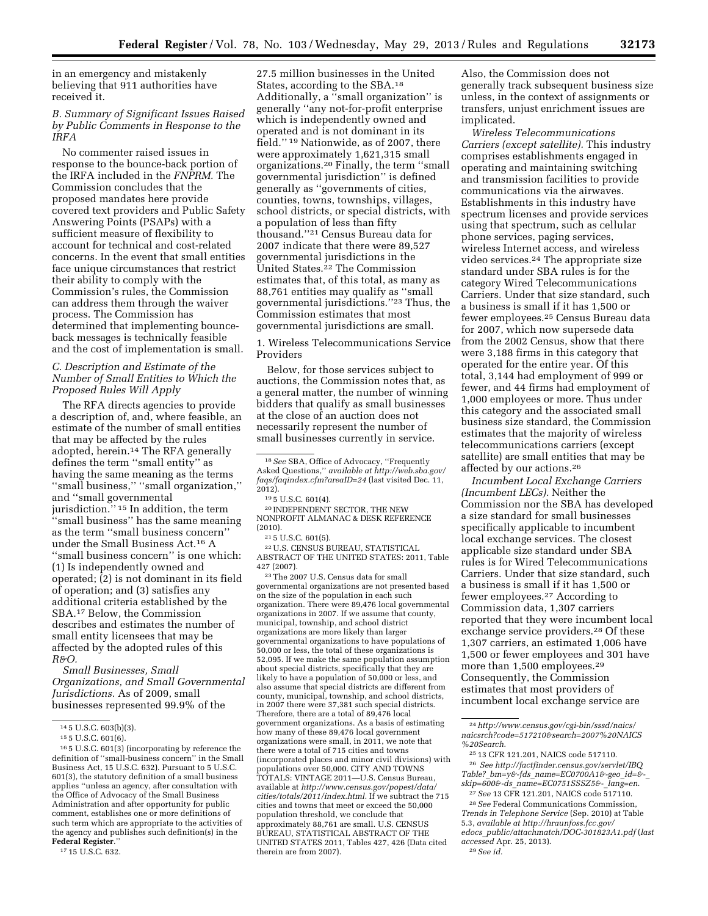in an emergency and mistakenly believing that 911 authorities have received it.

### B. Summary of Significant Issues Raised by Public Comments in Response to the IRFA

No commenter raised issues in response to the bounce-back portion of the IRFA included in the *FNPRM.* The Commission concludes that the proposed mandates here provide covered text providers and Public Safety Answering Points (PSAPs) with a sufficient measure of flexibility to account for technical and cost-related concerns. In the event that small entities face unique circumstances that restrict their ability to comply with the Commission's rules, the Commission can address them through the waiver process. The Commission has determined that implementing bounce-back messages is technically feasible and the cost of implementation is small.

### C. Description and Estimate of the Number of Small Entities to Which the Proposed Rules Will Apply

The RFA directs agencies to provide a description of, and, where feasible, an estimate of the number of small entities that may be affected by the rules adopted, herein.[14] The RFA generally defines the term ''small entity'' as having the same meaning as the terms ''small business,'' ''small organization,'' and ''small governmental jurisdiction.''[15] In addition, the term ''small business'' has the same meaning as the term ''small business concern'' under the Small Business Act.[16] A ''small business concern'' is one which: (1) Is independently owned and operated; (2) is not dominant in its field of operation; and (3) satisfies any additional criteria established by the SBA.[17] Below, the Commission describes and estimates the number of small entity licensees that may be affected by the adopted rules of this *R&O.*

*Small Businesses, Small Organizations, and Small Governmental Jurisdictions.* As of 2009, small businesses represented 99.9% of the 27.5 million businesses in the United States, according to the SBA.[18] Additionally, a ''small organization'' is generally ''any not-for-profit enterprise which is independently owned and operated and is not dominant in its field.''[19] Nationwide, as of 2007, there were approximately 1,621,315 small organizations.[20] Finally, the term ''small governmental jurisdiction'' is defined generally as ''governments of cities, counties, towns, townships, villages, school districts, or special districts, with a population of less than fifty thousand.''[21] Census Bureau data for 2007 indicate that there were 89,527 governmental jurisdictions in the United States.[22] The Commission estimates that, of this total, as many as 88,761 entities may qualify as ''small governmental jurisdictions.''[23] Thus, the Commission estimates that most governmental jurisdictions are small.

#### 1. Wireless Telecommunications Service Providers

Below, for those services subject to auctions, the Commission notes that, as a general matter, the number of winning bidders that qualify as small businesses at the close of an auction does not necessarily represent the number of small businesses currently in service. Also, the Commission does not generally track subsequent business size unless, in the context of assignments or transfers, unjust enrichment issues are implicated.

*Wireless Telecommunications Carriers (except satellite).* This industry comprises establishments engaged in operating and maintaining switching and transmission facilities to provide communications via the airwaves. Establishments in this industry have spectrum licenses and provide services using that spectrum, such as cellular phone services, paging services, wireless Internet access, and wireless video services.[24] The appropriate size standard under SBA rules is for the category Wired Telecommunications Carriers. Under that size standard, such a business is small if it has 1,500 or fewer employees.[25] Census Bureau data for 2007, which now supersede data from the 2002 Census, show that there were 3,188 firms in this category that operated for the entire year. Of this total, 3,144 had employment of 999 or fewer, and 44 firms had employment of 1,000 employees or more. Thus under this category and the associated small business size standard, the Commission estimates that the majority of wireless telecommunications carriers (except satellite) are small entities that may be affected by our actions.[26]

*Incumbent Local Exchange Carriers (Incumbent LECs).* Neither the Commission nor the SBA has developed a size standard for small businesses specifically applicable to incumbent local exchange services. The closest applicable size standard under SBA rules is for Wired Telecommunications Carriers. Under that size standard, such a business is small if it has 1,500 or fewer employees.[27] According to Commission data, 1,307 carriers reported that they were incumbent local exchange service providers.[28] Of these 1,307 carriers, an estimated 1,006 have 1,500 or fewer employees and 301 have more than 1,500 employees.[29] Consequently, the Commission estimates that most providers of incumbent local exchange service are

---

[14] 5 U.S.C. 603(b)(3).

[15] 5 U.S.C. 601(6).

[16] 5 U.S.C. 601(3) (incorporating by reference the definition of ''small-business concern'' in the Small Business Act, 15 U.S.C. 632). Pursuant to 5 U.S.C. 601(3), the statutory definition of a small business applies ''unless an agency, after consultation with the Office of Advocacy of the Small Business Administration and after opportunity for public comment, establishes one or more definitions of such term which are appropriate to the activities of the agency and publishes such definition(s) in the **Federal Register**.''

[17] 15 U.S.C. 632.

[18] *See* SBA, Office of Advocacy, ''Frequently Asked Questions,'' *available at http://web.sba.gov/faqs/faqindex.cfm?areaID=24* (last visited Dec. 11, 2012).

[19] 5 U.S.C. 601(4).

[20] INDEPENDENT SECTOR, THE NEW NONPROFIT ALMANAC & DESK REFERENCE (2010).

[21] 5 U.S.C. 601(5).

[22] U.S. CENSUS BUREAU, STATISTICAL ABSTRACT OF THE UNITED STATES: 2011, Table 427 (2007).

[23] The 2007 U.S. Census data for small governmental organizations are not presented based on the size of the population in each such organization. There were 89,476 local governmental organizations in 2007. If we assume that county, municipal, township, and school district organizations are more likely than larger governmental organizations to have populations of 50,000 or less, the total of these organizations is 52,095. If we make the same population assumption about special districts, specifically that they are likely to have a population of 50,000 or less, and also assume that special districts are different from county, municipal, township, and school districts, in 2007 there were 37,381 such special districts. Therefore, there are a total of 89,476 local government organizations. As a basis of estimating how many of these 89,476 local government organizations were small, in 2011, we note that there were a total of 715 cities and towns (incorporated places and minor civil divisions) with populations over 50,000. CITY AND TOWNS TOTALS: VINTAGE 2011—U.S. Census Bureau, available at *http://www.census.gov/popest/data/cities/totals/2011/index.html.* If we subtract the 715 cities and towns that meet or exceed the 50,000 population threshold, we conclude that approximately 88,761 are small. U.S. CENSUS BUREAU, STATISTICAL ABSTRACT OF THE UNITED STATES 2011, Tables 427, 426 (Data cited therein are from 2007).

[24] *http://www.census.gov/cgi-bin/sssd/naics/naicsrch?code=517210&search=2007%20NAICS%20Search.*

[25] 13 CFR 121.201, NAICS code 517110.

[26] *See http://factfinder.census.gov/servlet/IBQTable?_bm=y&-fds_name=EC0700A1&-geo_id=&-_skip=600&-ds_name=EC0751SSSZ5&-_lang=en.*

[27] *See* 13 CFR 121.201, NAICS code 517110.

[28] *See* Federal Communications Commission, *Trends in Telephone Service* (Sep. 2010) at Table 5.3, *available at http://hraunfoss.fcc.gov/edocs_public/attachmatch/DOC-301823A1.pdf* (*last accessed* Apr. 25, 2013).

[29] *See id.*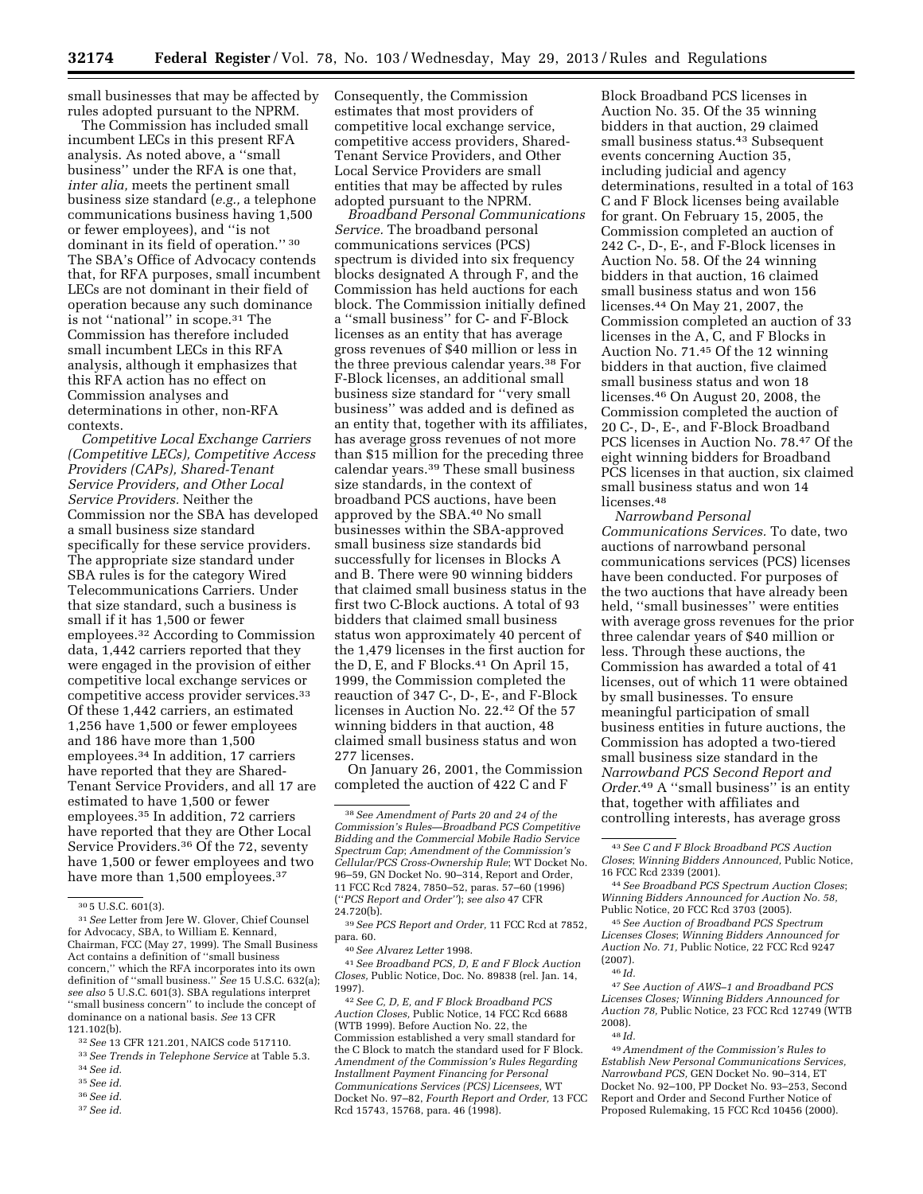small businesses that may be affected by rules adopted pursuant to the NPRM.

The Commission has included small incumbent LECs in this present RFA analysis. As noted above, a ''small business'' under the RFA is one that, *inter alia,* meets the pertinent small business size standard (*e.g.,* a telephone communications business having 1,500 or fewer employees), and ''is not dominant in its field of operation.'' [30] The SBA's Office of Advocacy contends that, for RFA purposes, small incumbent LECs are not dominant in their field of operation because any such dominance is not ''national'' in scope.[31] The Commission has therefore included small incumbent LECs in this RFA analysis, although it emphasizes that this RFA action has no effect on Commission analyses and determinations in other, non-RFA contexts.

*Competitive Local Exchange Carriers (Competitive LECs), Competitive Access Providers (CAPs), Shared-Tenant Service Providers, and Other Local Service Providers.* Neither the Commission nor the SBA has developed a small business size standard specifically for these service providers. The appropriate size standard under SBA rules is for the category Wired Telecommunications Carriers. Under that size standard, such a business is small if it has 1,500 or fewer employees.[32] According to Commission data, 1,442 carriers reported that they were engaged in the provision of either competitive local exchange services or competitive access provider services.[33] Of these 1,442 carriers, an estimated 1,256 have 1,500 or fewer employees and 186 have more than 1,500 employees.[34] In addition, 17 carriers have reported that they are Shared-Tenant Service Providers, and all 17 are estimated to have 1,500 or fewer employees.[35] In addition, 72 carriers have reported that they are Other Local Service Providers.[36] Of the 72, seventy have 1,500 or fewer employees and two have more than 1,500 employees.[37] Consequently, the Commission estimates that most providers of competitive local exchange service, competitive access providers, Shared-Tenant Service Providers, and Other Local Service Providers are small entities that may be affected by rules adopted pursuant to the NPRM.

*Broadband Personal Communications Service.* The broadband personal communications services (PCS) spectrum is divided into six frequency blocks designated A through F, and the Commission has held auctions for each block. The Commission initially defined a ''small business'' for C- and F-Block licenses as an entity that has average gross revenues of $40 million or less in the three previous calendar years.[38] For F-Block licenses, an additional small business size standard for ''very small business'' was added and is defined as an entity that, together with its affiliates, has average gross revenues of not more than $15 million for the preceding three calendar years.[39] These small business size standards, in the context of broadband PCS auctions, have been approved by the SBA.[40] No small businesses within the SBA-approved small business size standards bid successfully for licenses in Blocks A and B. There were 90 winning bidders that claimed small business status in the first two C-Block auctions. A total of 93 bidders that claimed small business status won approximately 40 percent of the 1,479 licenses in the first auction for the D, E, and F Blocks.[41] On April 15, 1999, the Commission completed the reauction of 347 C-, D-, E-, and F-Block licenses in Auction No. 22.[42] Of the 57 winning bidders in that auction, 48 claimed small business status and won 277 licenses.

On January 26, 2001, the Commission completed the auction of 422 C and F Block Broadband PCS licenses in Auction No. 35. Of the 35 winning bidders in that auction, 29 claimed small business status.[43] Subsequent events concerning Auction 35, including judicial and agency determinations, resulted in a total of 163 C and F Block licenses being available for grant. On February 15, 2005, the Commission completed an auction of 242 C-, D-, E-, and F-Block licenses in Auction No. 58. Of the 24 winning bidders in that auction, 16 claimed small business status and won 156 licenses.[44] On May 21, 2007, the Commission completed an auction of 33 licenses in the A, C, and F Blocks in Auction No. 71.[45] Of the 12 winning bidders in that auction, five claimed small business status and won 18 licenses.[46] On August 20, 2008, the Commission completed the auction of 20 C-, D-, E-, and F-Block Broadband PCS licenses in Auction No. 78.[47] Of the eight winning bidders for Broadband PCS licenses in that auction, six claimed small business status and won 14 licenses.[48]

*Narrowband Personal Communications Services.* To date, two auctions of narrowband personal communications services (PCS) licenses have been conducted. For purposes of the two auctions that have already been held, ''small businesses'' were entities with average gross revenues for the prior three calendar years of $40 million or less. Through these auctions, the Commission has awarded a total of 41 licenses, out of which 11 were obtained by small businesses. To ensure meaningful participation of small business entities in future auctions, the Commission has adopted a two-tiered small business size standard in the *Narrowband PCS Second Report and Order.*[49] A ''small business'' is an entity that, together with affiliates and controlling interests, has average gross

---

[30] 5 U.S.C. 601(3).

[31] *See* Letter from Jere W. Glover, Chief Counsel for Advocacy, SBA, to William E. Kennard, Chairman, FCC (May 27, 1999). The Small Business Act contains a definition of ''small business concern,'' which the RFA incorporates into its own definition of ''small business.'' *See* 15 U.S.C. 632(a); *see also* 5 U.S.C. 601(3). SBA regulations interpret ''small business concern'' to include the concept of dominance on a national basis. *See* 13 CFR 121.102(b).

[32] *See* 13 CFR 121.201, NAICS code 517110.

[33] *See Trends in Telephone Service* at Table 5.3.

[34] *See id.*

[35] *See id.*

[36] *See id.*

[37] *See id.*

[38] *See Amendment of Parts 20 and 24 of the Commission's Rules—Broadband PCS Competitive Bidding and the Commercial Mobile Radio Service Spectrum Cap*; *Amendment of the Commission's Cellular/PCS Cross-Ownership Rule*; WT Docket No. 96–59, GN Docket No. 90–314, Report and Order, 11 FCC Rcd 7824, 7850–52, paras. 57–60 (1996) (''*PCS Report and Order*''); *see also* 47 CFR 24.720(b).

[39] *See PCS Report and Order,* 11 FCC Rcd at 7852, para. 60.

[40] *See Alvarez Letter* 1998.

[41] *See Broadband PCS, D, E and F Block Auction Closes,* Public Notice, Doc. No. 89838 (rel. Jan. 14, 1997).

[42] *See C, D, E, and F Block Broadband PCS Auction Closes,* Public Notice, 14 FCC Rcd 6688 (WTB 1999). Before Auction No. 22, the Commission established a very small standard for the C Block to match the standard used for F Block. *Amendment of the Commission's Rules Regarding Installment Payment Financing for Personal Communications Services (PCS) Licensees,* WT Docket No. 97–82, *Fourth Report and Order,* 13 FCC Rcd 15743, 15768, para. 46 (1998).

[43] *See C and F Block Broadband PCS Auction Closes*; *Winning Bidders Announced,* Public Notice, 16 FCC Rcd 2339 (2001).

[44] *See Broadband PCS Spectrum Auction Closes*; *Winning Bidders Announced for Auction No. 58,* Public Notice, 20 FCC Rcd 3703 (2005).

[45] *See Auction of Broadband PCS Spectrum Licenses Closes*; *Winning Bidders Announced for Auction No. 71,* Public Notice, 22 FCC Rcd 9247 (2007).

[46] *Id.*

[47] *See Auction of AWS–1 and Broadband PCS Licenses Closes; Winning Bidders Announced for Auction 78,* Public Notice, 23 FCC Rcd 12749 (WTB 2008).

[48] *Id.*

[49] *Amendment of the Commission's Rules to Establish New Personal Communications Services, Narrowband PCS,* GEN Docket No. 90–314, ET Docket No. 92–100, PP Docket No. 93–253, Second Report and Order and Second Further Notice of Proposed Rulemaking, 15 FCC Rcd 10456 (2000).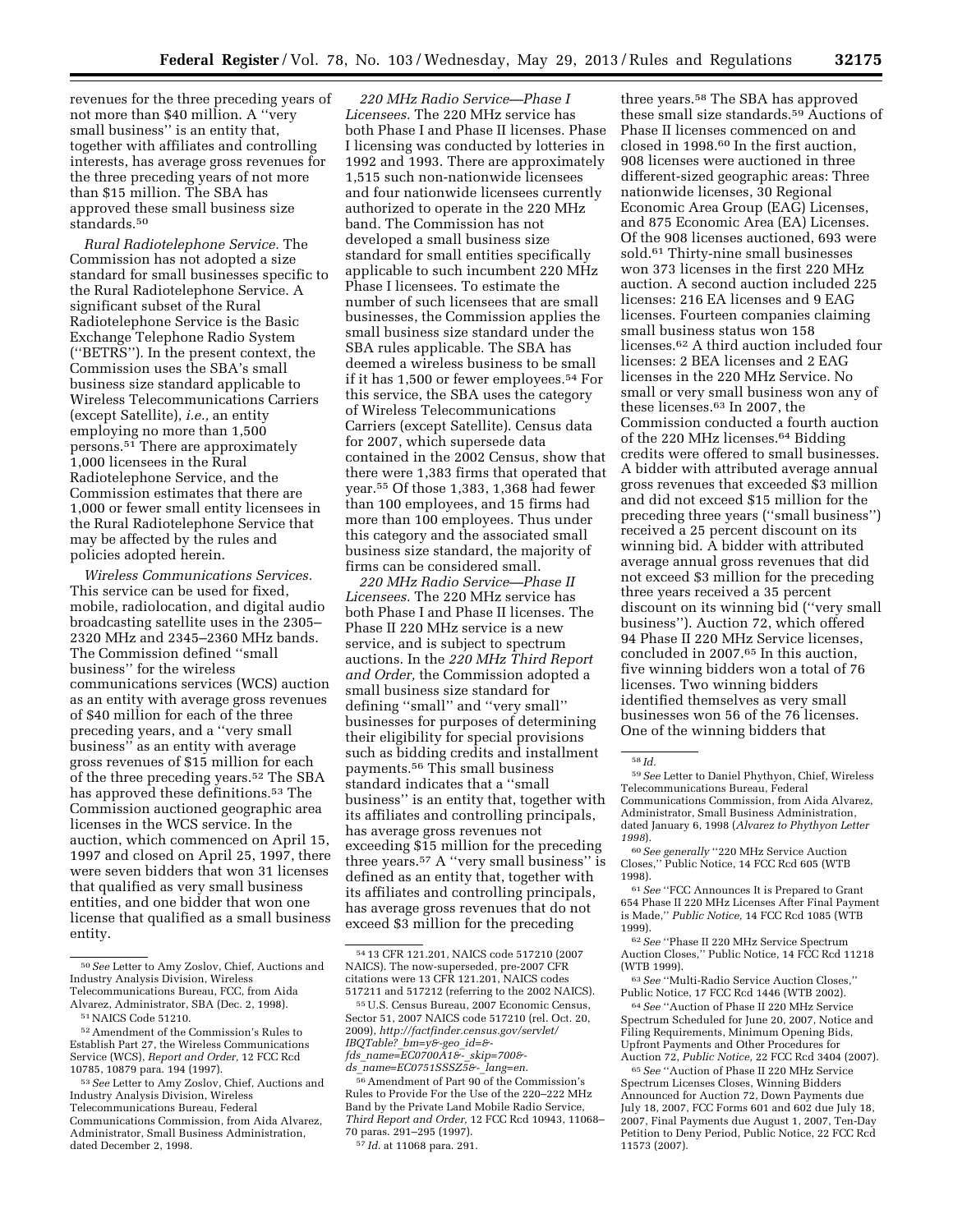revenues for the three preceding years of not more than $40 million. A ''very small business'' is an entity that, together with affiliates and controlling interests, has average gross revenues for the three preceding years of not more than $15 million. The SBA has approved these small business size standards.[50]

*Rural Radiotelephone Service.* The Commission has not adopted a size standard for small businesses specific to the Rural Radiotelephone Service. A significant subset of the Rural Radiotelephone Service is the Basic Exchange Telephone Radio System (''BETRS''). In the present context, the Commission uses the SBA's small business size standard applicable to Wireless Telecommunications Carriers (except Satellite), *i.e.,* an entity employing no more than 1,500 persons.[51] There are approximately 1,000 licensees in the Rural Radiotelephone Service, and the Commission estimates that there are 1,000 or fewer small entity licensees in the Rural Radiotelephone Service that may be affected by the rules and policies adopted herein.

*Wireless Communications Services.* This service can be used for fixed, mobile, radiolocation, and digital audio broadcasting satellite uses in the 2305–2320 MHz and 2345–2360 MHz bands. The Commission defined ''small business'' for the wireless communications services (WCS) auction as an entity with average gross revenues of $40 million for each of the three preceding years, and a ''very small business'' as an entity with average gross revenues of $15 million for each of the three preceding years.[52] The SBA has approved these definitions.[53] The Commission auctioned geographic area licenses in the WCS service. In the auction, which commenced on April 15, 1997 and closed on April 25, 1997, there were seven bidders that won 31 licenses that qualified as very small business entities, and one bidder that won one license that qualified as a small business entity.

*220 MHz Radio Service—Phase I Licensees.* The 220 MHz service has both Phase I and Phase II licenses. Phase I licensing was conducted by lotteries in 1992 and 1993. There are approximately 1,515 such non-nationwide licensees and four nationwide licensees currently authorized to operate in the 220 MHz band. The Commission has not developed a small business size standard for small entities specifically applicable to such incumbent 220 MHz Phase I licensees. To estimate the number of such licensees that are small businesses, the Commission applies the small business size standard under the SBA rules applicable. The SBA has deemed a wireless business to be small if it has 1,500 or fewer employees.[54] For this service, the SBA uses the category of Wireless Telecommunications Carriers (except Satellite). Census data for 2007, which supersede data contained in the 2002 Census, show that there were 1,383 firms that operated that year.[55] Of those 1,383, 1,368 had fewer than 100 employees, and 15 firms had more than 100 employees. Thus under this category and the associated small business size standard, the majority of firms can be considered small.

*220 MHz Radio Service—Phase II Licensees.* The 220 MHz service has both Phase I and Phase II licenses. The Phase II 220 MHz service is a new service, and is subject to spectrum auctions. In the *220 MHz Third Report and Order,* the Commission adopted a small business size standard for defining ''small'' and ''very small'' businesses for purposes of determining their eligibility for special provisions such as bidding credits and installment payments.[56] This small business standard indicates that a ''small business'' is an entity that, together with its affiliates and controlling principals, has average gross revenues not exceeding $15 million for the preceding three years.[57] A ''very small business'' is defined as an entity that, together with its affiliates and controlling principals, has average gross revenues that do not exceed $3 million for the preceding three years.[58] The SBA has approved these small size standards.[59] Auctions of Phase II licenses commenced on and closed in 1998.[60] In the first auction, 908 licenses were auctioned in three different-sized geographic areas: Three nationwide licenses, 30 Regional Economic Area Group (EAG) Licenses, and 875 Economic Area (EA) Licenses. Of the 908 licenses auctioned, 693 were sold.[61] Thirty-nine small businesses won 373 licenses in the first 220 MHz auction. A second auction included 225 licenses: 216 EA licenses and 9 EAG licenses. Fourteen companies claiming small business status won 158 licenses.[62] A third auction included four licenses: 2 BEA licenses and 2 EAG licenses in the 220 MHz Service. No small or very small business won any of these licenses.[63] In 2007, the Commission conducted a fourth auction of the 220 MHz licenses.[64] Bidding credits were offered to small businesses. A bidder with attributed average annual gross revenues that exceeded $3 million and did not exceed $15 million for the preceding three years (''small business'') received a 25 percent discount on its winning bid. A bidder with attributed average annual gross revenues that did not exceed $3 million for the preceding three years received a 35 percent discount on its winning bid (''very small business''). Auction 72, which offered 94 Phase II 220 MHz Service licenses, concluded in 2007.[65] In this auction, five winning bidders won a total of 76 licenses. Two winning bidders identified themselves as very small businesses won 56 of the 76 licenses. One of the winning bidders that

---

[50] *See* Letter to Amy Zoslov, Chief, Auctions and Industry Analysis Division, Wireless Telecommunications Bureau, FCC, from Aida Alvarez, Administrator, SBA (Dec. 2, 1998).

[51] NAICS Code 51210.

[52] Amendment of the Commission's Rules to Establish Part 27, the Wireless Communications Service (WCS), *Report and Order,* 12 FCC Rcd 10785, 10879 para. 194 (1997).

[53] *See* Letter to Amy Zoslov, Chief, Auctions and Industry Analysis Division, Wireless Telecommunications Bureau, Federal Communications Commission, from Aida Alvarez, Administrator, Small Business Administration, dated December 2, 1998.

[54] 13 CFR 121.201, NAICS code 517210 (2007 NAICS). The now-superseded, pre-2007 CFR citations were 13 CFR 121.201, NAICS codes 517211 and 517212 (referring to the 2002 NAICS).

[55] U.S. Census Bureau, 2007 Economic Census, Sector 51, 2007 NAICS code 517210 (rel. Oct. 20, 2009), *http://factfinder.census.gov/servlet/IBQTable?_bm=y&-geo_id=&-fds_name=EC0700A1&-_skip=700&-ds_name=EC0751SSSZ5&-_lang=en.*

[56] Amendment of Part 90 of the Commission's Rules to Provide For the Use of the 220–222 MHz Band by the Private Land Mobile Radio Service, *Third Report and Order,* 12 FCC Rcd 10943, 11068–70 paras. 291–295 (1997).

[57] *Id.* at 11068 para. 291.

[58] *Id.*

[59] *See* Letter to Daniel Phythyon, Chief, Wireless Telecommunications Bureau, Federal Communications Commission, from Aida Alvarez, Administrator, Small Business Administration, dated January 6, 1998 (*Alvarez to Phythyon Letter 1998*).

[60] *See generally* ''220 MHz Service Auction Closes,'' Public Notice, 14 FCC Rcd 605 (WTB 1998).

[61] *See* ''FCC Announces It is Prepared to Grant 654 Phase II 220 MHz Licenses After Final Payment is Made,'' *Public Notice,* 14 FCC Rcd 1085 (WTB 1999).

[62] *See* ''Phase II 220 MHz Service Spectrum Auction Closes,'' Public Notice, 14 FCC Rcd 11218 (WTB 1999).

[63] *See* ''Multi-Radio Service Auction Closes,'' Public Notice, 17 FCC Rcd 1446 (WTB 2002).

[64] *See* ''Auction of Phase II 220 MHz Service Spectrum Scheduled for June 20, 2007, Notice and Filing Requirements, Minimum Opening Bids, Upfront Payments and Other Procedures for Auction 72, *Public Notice,* 22 FCC Rcd 3404 (2007).

[65] *See* ''Auction of Phase II 220 MHz Service Spectrum Licenses Closes, Winning Bidders Announced for Auction 72, Down Payments due July 18, 2007, FCC Forms 601 and 602 due July 18, 2007, Final Payments due August 1, 2007, Ten-Day Petition to Deny Period, Public Notice, 22 FCC Rcd 11573 (2007).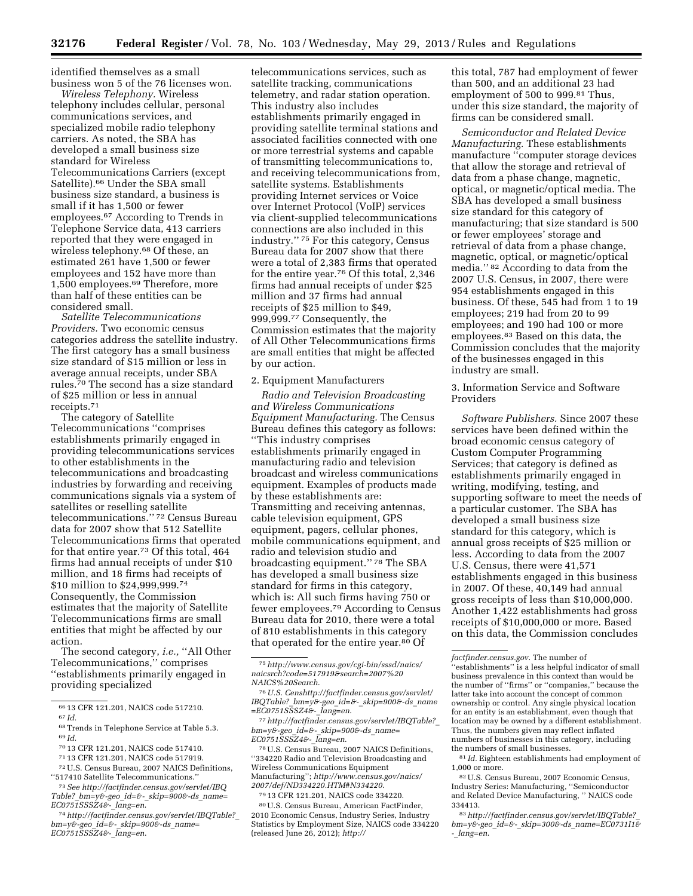identified themselves as a small business won 5 of the 76 licenses won.

*Wireless Telephony.* Wireless telephony includes cellular, personal communications services, and specialized mobile radio telephony carriers. As noted, the SBA has developed a small business size standard for Wireless Telecommunications Carriers (except Satellite).[66] Under the SBA small business size standard, a business is small if it has 1,500 or fewer employees.[67] According to Trends in Telephone Service data, 413 carriers reported that they were engaged in wireless telephony.[68] Of these, an estimated 261 have 1,500 or fewer employees and 152 have more than 1,500 employees.[69] Therefore, more than half of these entities can be considered small.

*Satellite Telecommunications Providers.* Two economic census categories address the satellite industry. The first category has a small business size standard of $15 million or less in average annual receipts, under SBA rules.[70] The second has a size standard of $25 million or less in annual receipts.[71]

The category of Satellite Telecommunications "comprises establishments primarily engaged in providing telecommunications services to other establishments in the telecommunications and broadcasting industries by forwarding and receiving communications signals via a system of satellites or reselling satellite telecommunications." [72] Census Bureau data for 2007 show that 512 Satellite Telecommunications firms that operated for that entire year.[73] Of this total, 464 firms had annual receipts of under $10 million, and 18 firms had receipts of $10 million to $24,999,999.[74] Consequently, the Commission estimates that the majority of Satellite Telecommunications firms are small entities that might be affected by our action.

The second category, *i.e.,* "All Other Telecommunications," comprises "establishments primarily engaged in providing specialized telecommunications services, such as satellite tracking, communications telemetry, and radar station operation. This industry also includes establishments primarily engaged in providing satellite terminal stations and associated facilities connected with one or more terrestrial systems and capable of transmitting telecommunications to, and receiving telecommunications from, satellite systems. Establishments providing Internet services or Voice over Internet Protocol (VoIP) services via client-supplied telecommunications connections are also included in this industry." [75] For this category, Census Bureau data for 2007 show that there were a total of 2,383 firms that operated for the entire year.[76] Of this total, 2,346 firms had annual receipts of under $25 million and 37 firms had annual receipts of $25 million to $49, 999,999.[77] Consequently, the Commission estimates that the majority of All Other Telecommunications firms are small entities that might be affected by our action.

2. Equipment Manufacturers

*Radio and Television Broadcasting and Wireless Communications Equipment Manufacturing.* The Census Bureau defines this category as follows: "This industry comprises establishments primarily engaged in manufacturing radio and television broadcast and wireless communications equipment. Examples of products made by these establishments are: Transmitting and receiving antennas, cable television equipment, GPS equipment, pagers, cellular phones, mobile communications equipment, and radio and television studio and broadcasting equipment." [78] The SBA has developed a small business size standard for firms in this category, which is: All such firms having 750 or fewer employees.[79] According to Census Bureau data for 2010, there were a total of 810 establishments in this category that operated for the entire year.[80] Of this total, 787 had employment of fewer than 500, and an additional 23 had employment of 500 to 999.[81] Thus, under this size standard, the majority of firms can be considered small.

*Semiconductor and Related Device Manufacturing.* These establishments manufacture "computer storage devices that allow the storage and retrieval of data from a phase change, magnetic, optical, or magnetic/optical media. The SBA has developed a small business size standard for this category of manufacturing; that size standard is 500 or fewer employees' storage and retrieval of data from a phase change, magnetic, optical, or magnetic/optical media." [82] According to data from the 2007 U.S. Census, in 2007, there were 954 establishments engaged in this business. Of these, 545 had from 1 to 19 employees; 219 had from 20 to 99 employees; and 190 had 100 or more employees.[83] Based on this data, the Commission concludes that the majority of the businesses engaged in this industry are small.

3. Information Service and Software Providers

*Software Publishers.* Since 2007 these services have been defined within the broad economic census category of Custom Computer Programming Services; that category is defined as establishments primarily engaged in writing, modifying, testing, and supporting software to meet the needs of a particular customer. The SBA has developed a small business size standard for this category, which is annual gross receipts of $25 million or less. According to data from the 2007 U.S. Census, there were 41,571 establishments engaged in this business in 2007. Of these, 40,149 had annual gross receipts of less than $10,000,000. Another 1,422 establishments had gross receipts of $10,000,000 or more. Based on this data, the Commission concludes

---

[66] 13 CFR 121.201, NAICS code 517210.

[67] *Id.*

[68] Trends in Telephone Service at Table 5.3.

[69] *Id.*

[70] 13 CFR 121.201, NAICS code 517410.

[71] 13 CFR 121.201, NAICS code 517919.

[72] U.S. Census Bureau, 2007 NAICS Definitions, "517410 Satellite Telecommunications."

[73] *See http://factfinder.census.gov/servlet/IBQTable?_bm=y&-geo_id=&-_skip=900&-ds_name=EC0751SSSZ4&-_lang=en.*

[74] *http://factfinder.census.gov/servlet/IBQTable?_bm=y&-geo_id=&-_skip=900&-ds_name=EC0751SSSZ4&-_lang=en.*

[75] *http://www.census.gov/cgi-bin/sssd/naics/naicsrch?code=517919&search=2007%20NAICS%20Search.*

[76] *U.S. Censhttp://factfinder.census.gov/servlet/IBQTable?_bm=y&-geo_id=&-_skip=900&-ds_name=EC0751SSSZ4&-_lang=en.*

[77] *http://factfinder.census.gov/servlet/IBQTable?_bm=y&-geo_id=&-_skip=900&-ds_name=EC0751SSSZ4&-_lang=en.*

[78] U.S. Census Bureau, 2007 NAICS Definitions, "334220 Radio and Television Broadcasting and Wireless Communications Equipment Manufacturing"; *http://www.census.gov/naics/2007/def/ND334220.HTM#N334220.*

[79] 13 CFR 121.201, NAICS code 334220.

[80] U.S. Census Bureau, American FactFinder, 2010 Economic Census, Industry Series, Industry Statistics by Employment Size, NAICS code 334220 (released June 26, 2012); *http://factfinder.census.gov.* The number of "establishments" is a less helpful indicator of small business prevalence in this context than would be the number of "firms" or "companies," because the latter take into account the concept of common ownership or control. Any single physical location for an entity is an establishment, even though that location may be owned by a different establishment. Thus, the numbers given may reflect inflated numbers of businesses in this category, including the numbers of small businesses.

[81] *Id.* Eighteen establishments had employment of 1,000 or more.

[82] U.S. Census Bureau, 2007 Economic Census, Industry Series: Manufacturing, "Semiconductor and Related Device Manufacturing, " NAICS code 334413.

[83] *http://factfinder.census.gov/servlet/IBQTable?_bm=y&-geo_id=&-_skip=300&-ds_name=EC0731I1&-_lang=en.*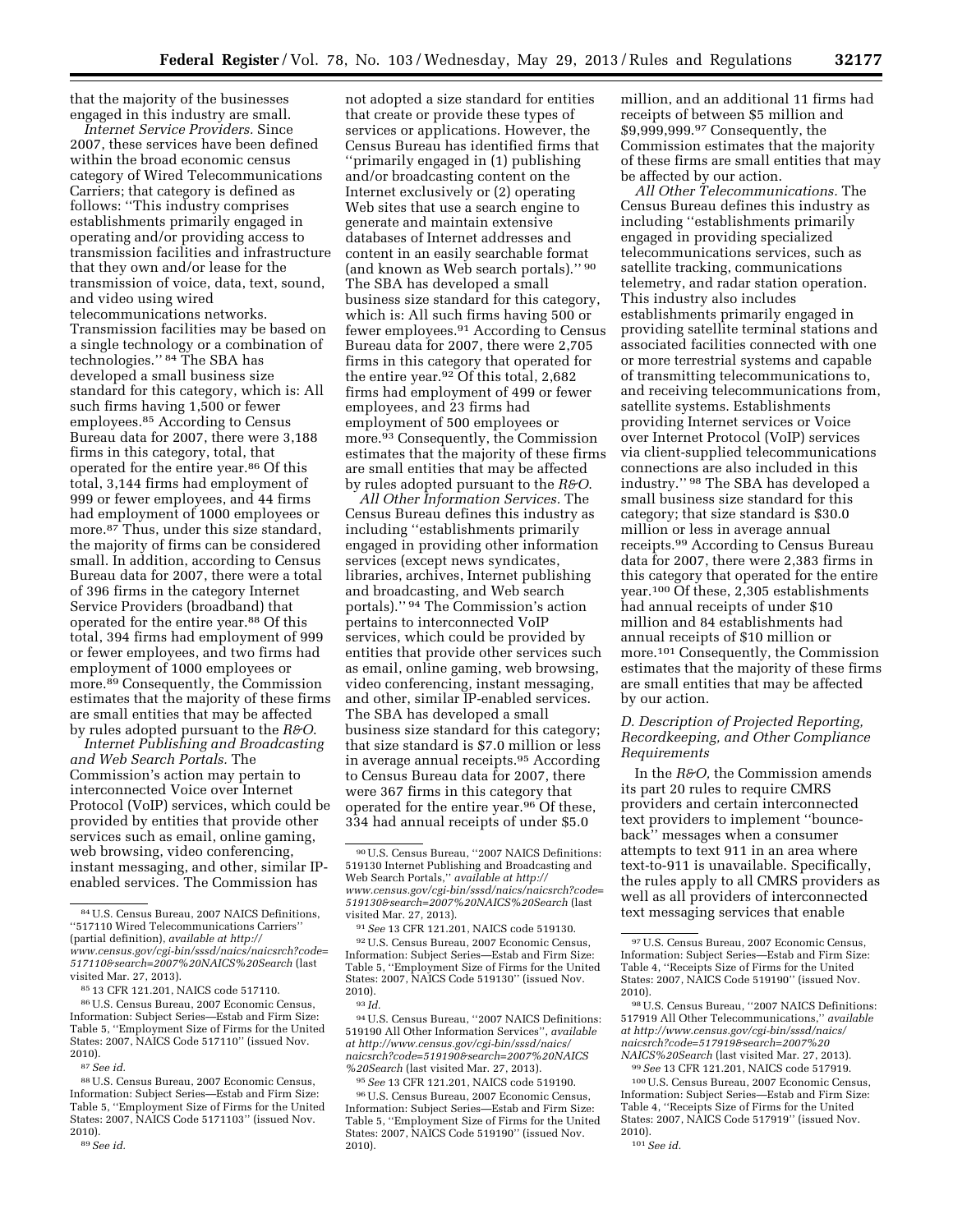that the majority of the businesses engaged in this industry are small.

*Internet Service Providers.* Since 2007, these services have been defined within the broad economic census category of Wired Telecommunications Carriers; that category is defined as follows: ''This industry comprises establishments primarily engaged in operating and/or providing access to transmission facilities and infrastructure that they own and/or lease for the transmission of voice, data, text, sound, and video using wired telecommunications networks. Transmission facilities may be based on a single technology or a combination of technologies.'' [84] The SBA has developed a small business size standard for this category, which is: All such firms having 1,500 or fewer employees.[85] According to Census Bureau data for 2007, there were 3,188 firms in this category, total, that operated for the entire year.[86] Of this total, 3,144 firms had employment of 999 or fewer employees, and 44 firms had employment of 1000 employees or more.[87] Thus, under this size standard, the majority of firms can be considered small. In addition, according to Census Bureau data for 2007, there were a total of 396 firms in the category Internet Service Providers (broadband) that operated for the entire year.[88] Of this total, 394 firms had employment of 999 or fewer employees, and two firms had employment of 1000 employees or more.[89] Consequently, the Commission estimates that the majority of these firms are small entities that may be affected by rules adopted pursuant to the *R&O*.

*Internet Publishing and Broadcasting and Web Search Portals.* The Commission's action may pertain to interconnected Voice over Internet Protocol (VoIP) services, which could be provided by entities that provide other services such as email, online gaming, web browsing, video conferencing, instant messaging, and other, similar IP-enabled services. The Commission has not adopted a size standard for entities that create or provide these types of services or applications. However, the Census Bureau has identified firms that ''primarily engaged in (1) publishing and/or broadcasting content on the Internet exclusively or (2) operating Web sites that use a search engine to generate and maintain extensive databases of Internet addresses and content in an easily searchable format (and known as Web search portals).'' [90] The SBA has developed a small business size standard for this category, which is: All such firms having 500 or fewer employees.[91] According to Census Bureau data for 2007, there were 2,705 firms in this category that operated for the entire year.[92] Of this total, 2,682 firms had employment of 499 or fewer employees, and 23 firms had employment of 500 employees or more.[93] Consequently, the Commission estimates that the majority of these firms are small entities that may be affected by rules adopted pursuant to the *R&O*.

*All Other Information Services.* The Census Bureau defines this industry as including ''establishments primarily engaged in providing other information services (except news syndicates, libraries, archives, Internet publishing and broadcasting, and Web search portals).'' [94] The Commission's action pertains to interconnected VoIP services, which could be provided by entities that provide other services such as email, online gaming, web browsing, video conferencing, instant messaging, and other, similar IP-enabled services. The SBA has developed a small business size standard for this category; that size standard is $7.0 million or less in average annual receipts.[95] According to Census Bureau data for 2007, there were 367 firms in this category that operated for the entire year.[96] Of these, 334 had annual receipts of under $5.0 million, and an additional 11 firms had receipts of between $5 million and $9,999,999.[97] Consequently, the Commission estimates that the majority of these firms are small entities that may be affected by our action.

*All Other Telecommunications.* The Census Bureau defines this industry as including ''establishments primarily engaged in providing specialized telecommunications services, such as satellite tracking, communications telemetry, and radar station operation. This industry also includes establishments primarily engaged in providing satellite terminal stations and associated facilities connected with one or more terrestrial systems and capable of transmitting telecommunications to, and receiving telecommunications from, satellite systems. Establishments providing Internet services or Voice over Internet Protocol (VoIP) services via client-supplied telecommunications connections are also included in this industry.'' [98] The SBA has developed a small business size standard for this category; that size standard is $30.0 million or less in average annual receipts.[99] According to Census Bureau data for 2007, there were 2,383 firms in this category that operated for the entire year.[100] Of these, 2,305 establishments had annual receipts of under $10 million and 84 establishments had annual receipts of $10 million or more.[101] Consequently, the Commission estimates that the majority of these firms are small entities that may be affected by our action.

### *D. Description of Projected Reporting, Recordkeeping, and Other Compliance Requirements*

In the *R&O,* the Commission amends its part 20 rules to require CMRS providers and certain interconnected text providers to implement ''bounce-back'' messages when a consumer attempts to text 911 in an area where text-to-911 is unavailable. Specifically, the rules apply to all CMRS providers as well as all providers of interconnected text messaging services that enable

---

[84] U.S. Census Bureau, 2007 NAICS Definitions, ''517110 Wired Telecommunications Carriers'' (partial definition), *available at http://www.census.gov/cgi-bin/sssd/naics/naicsrch?code=517110&search=2007%20NAICS%20Search* (last visited Mar. 27, 2013).

[85] 13 CFR 121.201, NAICS code 517110.

[86] U.S. Census Bureau, 2007 Economic Census, Information: Subject Series—Estab and Firm Size: Table 5, ''Employment Size of Firms for the United States: 2007, NAICS Code 517110'' (issued Nov. 2010).

[87] *See id.*

[88] U.S. Census Bureau, 2007 Economic Census, Information: Subject Series—Estab and Firm Size: Table 5, ''Employment Size of Firms for the United States: 2007, NAICS Code 5171103'' (issued Nov. 2010).

[89] *See id.*

[90] U.S. Census Bureau, ''2007 NAICS Definitions: 519130 Internet Publishing and Broadcasting and Web Search Portals,'' *available at http://www.census.gov/cgi-bin/sssd/naics/naicsrch?code=519130&search=2007%20NAICS%20Search* (last visited Mar. 27, 2013).

[91] *See* 13 CFR 121.201, NAICS code 519130.

[92] U.S. Census Bureau, 2007 Economic Census, Information: Subject Series—Estab and Firm Size: Table 5, ''Employment Size of Firms for the United States: 2007, NAICS Code 519130'' (issued Nov. 2010).

[93] *Id.*

[94] U.S. Census Bureau, ''2007 NAICS Definitions: 519190 All Other Information Services'', *available at http://www.census.gov/cgi-bin/sssd/naics/naicsrch?code=519190&search=2007%20NAICS%20Search* (last visited Mar. 27, 2013).

[95] *See* 13 CFR 121.201, NAICS code 519190.

[96] U.S. Census Bureau, 2007 Economic Census, Information: Subject Series—Estab and Firm Size: Table 5, ''Employment Size of Firms for the United States: 2007, NAICS Code 519190'' (issued Nov. 2010).

[97] U.S. Census Bureau, 2007 Economic Census, Information: Subject Series—Estab and Firm Size: Table 4, ''Receipts Size of Firms for the United States: 2007, NAICS Code 519190'' (issued Nov. 2010).

[98] U.S. Census Bureau, ''2007 NAICS Definitions: 517919 All Other Telecommunications,'' *available at http://www.census.gov/cgi-bin/sssd/naics/naicsrch?code=517919&search=2007%20NAICS%20Search* (last visited Mar. 27, 2013).

[99] *See* 13 CFR 121.201, NAICS code 517919.

[100] U.S. Census Bureau, 2007 Economic Census, Information: Subject Series—Estab and Firm Size: Table 4, ''Receipts Size of Firms for the United States: 2007, NAICS Code 517919'' (issued Nov. 2010).

[101] *See id.*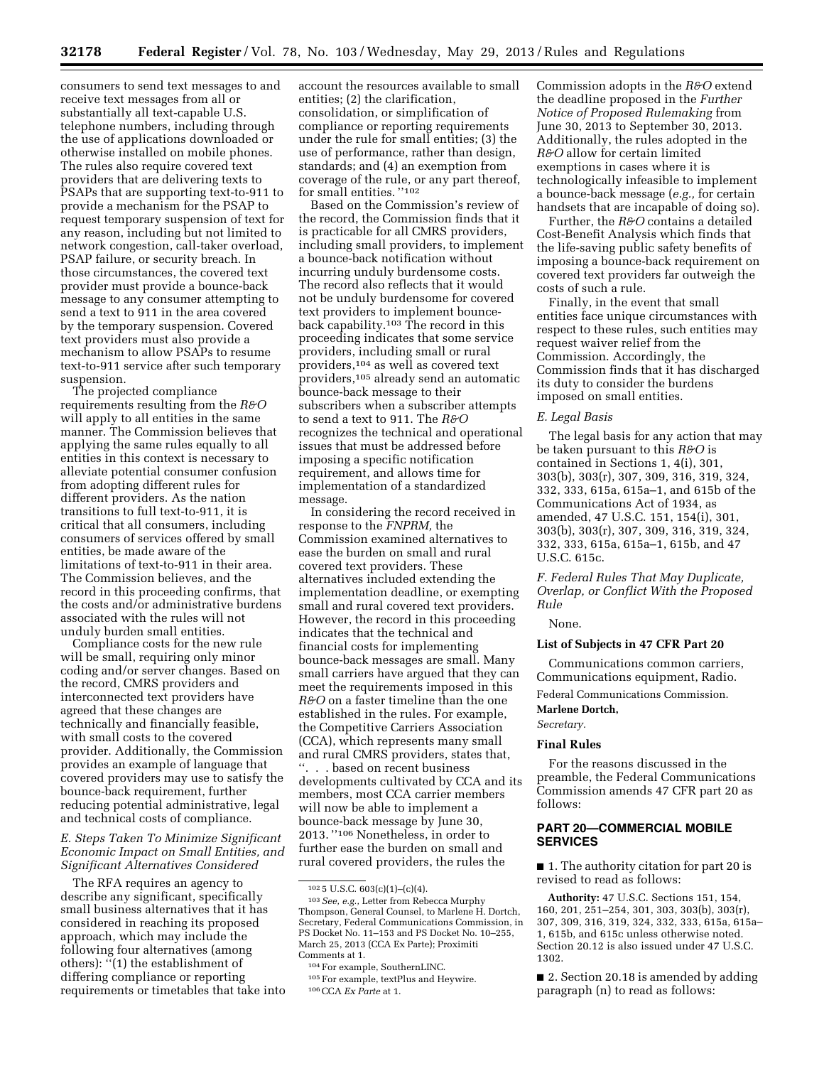consumers to send text messages to and receive text messages from all or substantially all text-capable U.S. telephone numbers, including through the use of applications downloaded or otherwise installed on mobile phones. The rules also require covered text providers that are delivering texts to PSAPs that are supporting text-to-911 to provide a mechanism for the PSAP to request temporary suspension of text for any reason, including but not limited to network congestion, call-taker overload, PSAP failure, or security breach. In those circumstances, the covered text provider must provide a bounce-back message to any consumer attempting to send a text to 911 in the area covered by the temporary suspension. Covered text providers must also provide a mechanism to allow PSAPs to resume text-to-911 service after such temporary suspension.

The projected compliance requirements resulting from the *R&O* will apply to all entities in the same manner. The Commission believes that applying the same rules equally to all entities in this context is necessary to alleviate potential consumer confusion from adopting different rules for different providers. As the nation transitions to full text-to-911, it is critical that all consumers, including consumers of services offered by small entities, be made aware of the limitations of text-to-911 in their area. The Commission believes, and the record in this proceeding confirms, that the costs and/or administrative burdens associated with the rules will not unduly burden small entities.

Compliance costs for the new rule will be small, requiring only minor coding and/or server changes. Based on the record, CMRS providers and interconnected text providers have agreed that these changes are technically and financially feasible, with small costs to the covered provider. Additionally, the Commission provides an example of language that covered providers may use to satisfy the bounce-back requirement, further reducing potential administrative, legal and technical costs of compliance.

### *E. Steps Taken To Minimize Significant Economic Impact on Small Entities, and Significant Alternatives Considered*

The RFA requires an agency to describe any significant, specifically small business alternatives that it has considered in reaching its proposed approach, which may include the following four alternatives (among others): ''(1) the establishment of differing compliance or reporting requirements or timetables that take into account the resources available to small entities; (2) the clarification, consolidation, or simplification of compliance or reporting requirements under the rule for small entities; (3) the use of performance, rather than design, standards; and (4) an exemption from coverage of the rule, or any part thereof, for small entities. ''[102]

Based on the Commission's review of the record, the Commission finds that it is practicable for all CMRS providers, including small providers, to implement a bounce-back notification without incurring unduly burdensome costs. The record also reflects that it would not be unduly burdensome for covered text providers to implement bounce-back capability.[103] The record in this proceeding indicates that some service providers, including small or rural providers,[104] as well as covered text providers,[105] already send an automatic bounce-back message to their subscribers when a subscriber attempts to send a text to 911. The *R&O* recognizes the technical and operational issues that must be addressed before imposing a specific notification requirement, and allows time for implementation of a standardized message.

In considering the record received in response to the *FNPRM,* the Commission examined alternatives to ease the burden on small and rural covered text providers. These alternatives included extending the implementation deadline, or exempting small and rural covered text providers. However, the record in this proceeding indicates that the technical and financial costs for implementing bounce-back messages are small. Many small carriers have argued that they can meet the requirements imposed in this *R&O* on a faster timeline than the one established in the rules. For example, the Competitive Carriers Association (CCA), which represents many small and rural CMRS providers, states that, ''. . . based on recent business developments cultivated by CCA and its members, most CCA carrier members will now be able to implement a bounce-back message by June 30, 2013. ''[106] Nonetheless, in order to further ease the burden on small and rural covered providers, the rules the Commission adopts in the *R&O* extend the deadline proposed in the *Further Notice of Proposed Rulemaking* from June 30, 2013 to September 30, 2013. Additionally, the rules adopted in the *R&O* allow for certain limited exemptions in cases where it is technologically infeasible to implement a bounce-back message (*e.g.,* for certain handsets that are incapable of doing so).

Further, the *R&O* contains a detailed Cost-Benefit Analysis which finds that the life-saving public safety benefits of imposing a bounce-back requirement on covered text providers far outweigh the costs of such a rule.

Finally, in the event that small entities face unique circumstances with respect to these rules, such entities may request waiver relief from the Commission. Accordingly, the Commission finds that it has discharged its duty to consider the burdens imposed on small entities.

### *E. Legal Basis*

The legal basis for any action that may be taken pursuant to this *R&O* is contained in Sections 1, 4(i), 301, 303(b), 303(r), 307, 309, 316, 319, 324, 332, 333, 615a, 615a–1, and 615b of the Communications Act of 1934, as amended, 47 U.S.C. 151, 154(i), 301, 303(b), 303(r), 307, 309, 316, 319, 324, 332, 333, 615a, 615a–1, 615b, and 47 U.S.C. 615c.

### *F. Federal Rules That May Duplicate, Overlap, or Conflict With the Proposed Rule*

None.

### List of Subjects in 47 CFR Part 20

Communications common carriers, Communications equipment, Radio.

Federal Communications Commission.

**Marlene Dortch,**

*Secretary.*

### Final Rules

For the reasons discussed in the preamble, the Federal Communications Commission amends 47 CFR part 20 as follows:

## PART 20—COMMERCIAL MOBILE SERVICES

■ 1. The authority citation for part 20 is revised to read as follows:

**Authority:** 47 U.S.C. Sections 151, 154, 160, 201, 251–254, 301, 303, 303(b), 303(r), 307, 309, 316, 319, 324, 332, 333, 615a, 615a–1, 615b, and 615c unless otherwise noted. Section 20.12 is also issued under 47 U.S.C. 1302.

■ 2. Section 20.18 is amended by adding paragraph (n) to read as follows:

---

[102] 5 U.S.C. 603(c)(1)–(c)(4).

[103] *See, e.g.,* Letter from Rebecca Murphy Thompson, General Counsel, to Marlene H. Dortch, Secretary, Federal Communications Commission, in PS Docket No. 11–153 and PS Docket No. 10–255, March 25, 2013 (CCA Ex Parte); Proximiti Comments at 1.

[104] For example, SouthernLINC.

[105] For example, textPlus and Heywire.

[106] CCA *Ex Parte* at 1.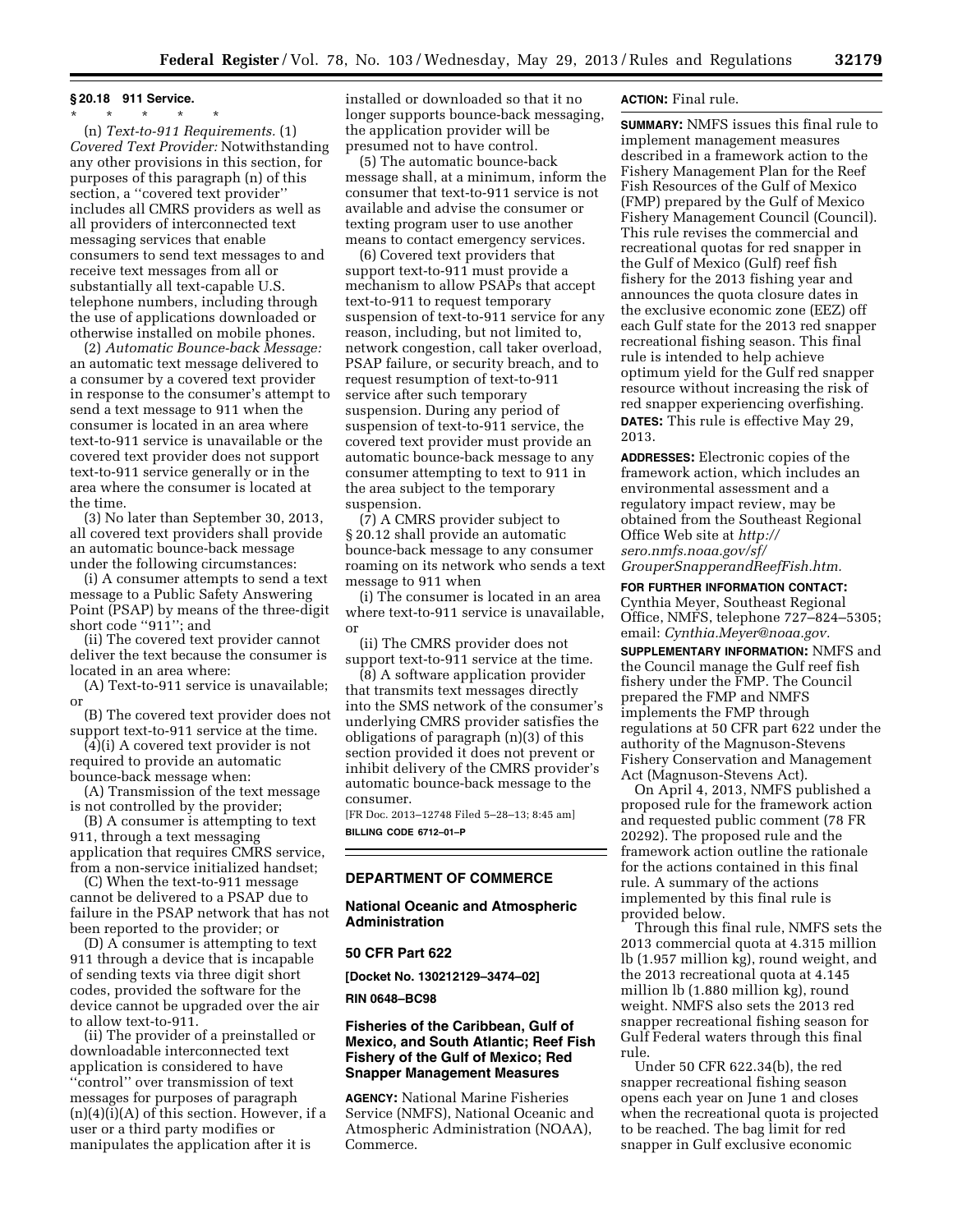### § 20.18 911 Service.

\* \* \* \* \*

(n) *Text-to-911 Requirements.* (1) *Covered Text Provider:* Notwithstanding any other provisions in this section, for purposes of this paragraph (n) of this section, a ''covered text provider'' includes all CMRS providers as well as all providers of interconnected text messaging services that enable consumers to send text messages to and receive text messages from all or substantially all text-capable U.S. telephone numbers, including through the use of applications downloaded or otherwise installed on mobile phones.

(2) *Automatic Bounce-back Message:* an automatic text message delivered to a consumer by a covered text provider in response to the consumer's attempt to send a text message to 911 when the consumer is located in an area where text-to-911 service is unavailable or the covered text provider does not support text-to-911 service generally or in the area where the consumer is located at the time.

(3) No later than September 30, 2013, all covered text providers shall provide an automatic bounce-back message under the following circumstances:

(i) A consumer attempts to send a text message to a Public Safety Answering Point (PSAP) by means of the three-digit short code ''911''; and

(ii) The covered text provider cannot deliver the text because the consumer is located in an area where:

(A) Text-to-911 service is unavailable; or

(B) The covered text provider does not support text-to-911 service at the time.

(4)(i) A covered text provider is not required to provide an automatic bounce-back message when:

(A) Transmission of the text message is not controlled by the provider;

(B) A consumer is attempting to text 911, through a text messaging application that requires CMRS service, from a non-service initialized handset;

(C) When the text-to-911 message cannot be delivered to a PSAP due to failure in the PSAP network that has not been reported to the provider; or

(D) A consumer is attempting to text 911 through a device that is incapable of sending texts via three digit short codes, provided the software for the device cannot be upgraded over the air to allow text-to-911.

(ii) The provider of a preinstalled or downloadable interconnected text application is considered to have ''control'' over transmission of text messages for purposes of paragraph (n)(4)(i)(A) of this section. However, if a user or a third party modifies or manipulates the application after it is installed or downloaded so that it no longer supports bounce-back messaging, the application provider will be presumed not to have control.

(5) The automatic bounce-back message shall, at a minimum, inform the consumer that text-to-911 service is not available and advise the consumer or texting program user to use another means to contact emergency services.

(6) Covered text providers that support text-to-911 must provide a mechanism to allow PSAPs that accept text-to-911 to request temporary suspension of text-to-911 service for any reason, including, but not limited to, network congestion, call taker overload, PSAP failure, or security breach, and to request resumption of text-to-911 service after such temporary suspension. During any period of suspension of text-to-911 service, the covered text provider must provide an automatic bounce-back message to any consumer attempting to text to 911 in the area subject to the temporary suspension.

(7) A CMRS provider subject to § 20.12 shall provide an automatic bounce-back message to any consumer roaming on its network who sends a text message to 911 when

(i) The consumer is located in an area where text-to-911 service is unavailable, or

(ii) The CMRS provider does not support text-to-911 service at the time.

(8) A software application provider that transmits text messages directly into the SMS network of the consumer's underlying CMRS provider satisfies the obligations of paragraph (n)(3) of this section provided it does not prevent or inhibit delivery of the CMRS provider's automatic bounce-back message to the consumer.

[FR Doc. 2013–12748 Filed 5–28–13; 8:45 am]

**BILLING CODE 6712–01–P**

---

## DEPARTMENT OF COMMERCE

### National Oceanic and Atmospheric Administration

### 50 CFR Part 622

**[Docket No. 130212129–3474–02]**

**RIN 0648–BC98**

### Fisheries of the Caribbean, Gulf of Mexico, and South Atlantic; Reef Fish Fishery of the Gulf of Mexico; Red Snapper Management Measures

**AGENCY:** National Marine Fisheries Service (NMFS), National Oceanic and Atmospheric Administration (NOAA), Commerce.

**ACTION:** Final rule.

**SUMMARY:** NMFS issues this final rule to implement management measures described in a framework action to the Fishery Management Plan for the Reef Fish Resources of the Gulf of Mexico (FMP) prepared by the Gulf of Mexico Fishery Management Council (Council). This rule revises the commercial and recreational quotas for red snapper in the Gulf of Mexico (Gulf) reef fish fishery for the 2013 fishing year and announces the quota closure dates in the exclusive economic zone (EEZ) off each Gulf state for the 2013 red snapper recreational fishing season. This final rule is intended to help achieve optimum yield for the Gulf red snapper resource without increasing the risk of red snapper experiencing overfishing.

**DATES:** This rule is effective May 29, 2013.

**ADDRESSES:** Electronic copies of the framework action, which includes an environmental assessment and a regulatory impact review, may be obtained from the Southeast Regional Office Web site at *http://sero.nmfs.noaa.gov/sf/GrouperSnapperandReefFish.htm.*

**FOR FURTHER INFORMATION CONTACT:** Cynthia Meyer, Southeast Regional Office, NMFS, telephone 727–824–5305; email: *Cynthia.Meyer@noaa.gov.*

**SUPPLEMENTARY INFORMATION:** NMFS and the Council manage the Gulf reef fish fishery under the FMP. The Council prepared the FMP and NMFS implements the FMP through regulations at 50 CFR part 622 under the authority of the Magnuson-Stevens Fishery Conservation and Management Act (Magnuson-Stevens Act).

On April 4, 2013, NMFS published a proposed rule for the framework action and requested public comment (78 FR 20292). The proposed rule and the framework action outline the rationale for the actions contained in this final rule. A summary of the actions implemented by this final rule is provided below.

Through this final rule, NMFS sets the 2013 commercial quota at 4.315 million lb (1.957 million kg), round weight, and the 2013 recreational quota at 4.145 million lb (1.880 million kg), round weight. NMFS also sets the 2013 red snapper recreational fishing season for Gulf Federal waters through this final rule.

Under 50 CFR 622.34(b), the red snapper recreational fishing season opens each year on June 1 and closes when the recreational quota is projected to be reached. The bag limit for red snapper in Gulf exclusive economic